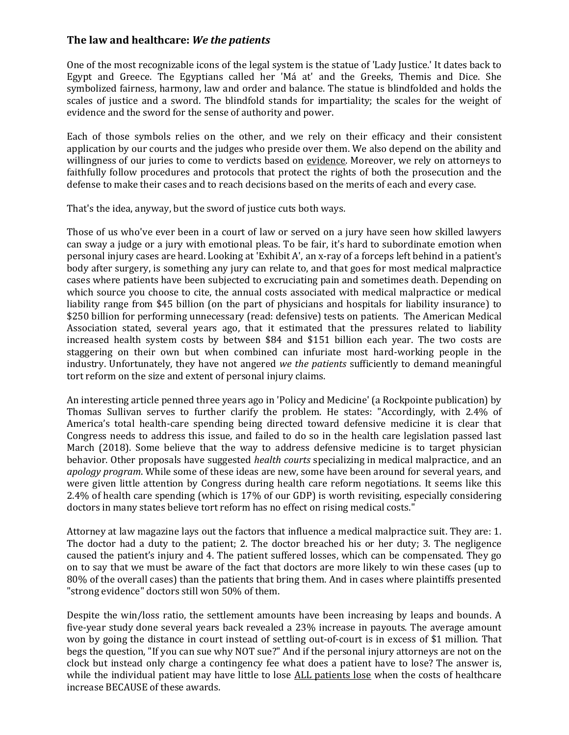## The law and healthcare: *We the patients*

One of the most recognizable icons of the legal system is the statue of 'Lady Justice.' It dates back to Egypt and Greece. The Egyptians called her 'Má at' and the Greeks, Themis and Dice. She symbolized fairness, harmony, law and order and balance. The statue is blindfolded and holds the scales of justice and a sword. The blindfold stands for impartiality; the scales for the weight of evidence and the sword for the sense of authority and power.

Each of those symbols relies on the other, and we rely on their efficacy and their consistent application by our courts and the judges who preside over them. We also depend on the ability and willingness of our juries to come to verdicts based on <u>evidence</u>. Moreover, we rely on attorneys to faithfully follow procedures and protocols that protect the rights of both the prosecution and the defense to make their cases and to reach decisions based on the merits of each and every case.

That's the idea, anyway, but the sword of justice cuts both ways.

Those of us who've ever been in a court of law or served on a jury have seen how skilled lawyers can sway a judge or a jury with emotional pleas. To be fair, it's hard to subordinate emotion when personal injury cases are heard. Looking at 'Exhibit A', an x-ray of a forceps left behind in a patient's body after surgery, is something any jury can relate to, and that goes for most medical malpractice cases where patients have been subjected to excruciating pain and sometimes death. Depending on which source you choose to cite, the annual costs associated with medical malpractice or medical liability range from $45 billion (on the part of physicians and hospitals for liability insurance) to $250 billion for performing unnecessary (read: defensive) tests on patients. The American Medical Association stated, several years ago, that it estimated that the pressures related to liability increased health system costs by between $84 and $151 billion each year. The two costs are staggering on their own but when combined can infuriate most hard-working people in the industry. Unfortunately, they have not angered *we the patients* sufficiently to demand meaningful tort reform on the size and extent of personal injury claims.

An interesting article penned three years ago in 'Policy and Medicine' (a Rockpointe publication) by Thomas Sullivan serves to further clarify the problem. He states: "Accordingly, with 2.4% of America's total health-care spending being directed toward defensive medicine it is clear that Congress needs to address this issue, and failed to do so in the health care legislation passed last March (2018). Some believe that the way to address defensive medicine is to target physician behavior. Other proposals have suggested *health courts* specializing in medical malpractice, and an *apology program*. While some of these ideas are new, some have been around for several years, and were given little attention by Congress during health care reform negotiations. It seems like this 2.4% of health care spending (which is 17% of our GDP) is worth revisiting, especially considering doctors in many states believe tort reform has no effect on rising medical costs."

Attorney at law magazine lays out the factors that influence a medical malpractice suit. They are: 1. The doctor had a duty to the patient; 2. The doctor breached his or her duty; 3. The negligence caused the patient's injury and 4. The patient suffered losses, which can be compensated. They go on to say that we must be aware of the fact that doctors are more likely to win these cases (up to 80% of the overall cases) than the patients that bring them. And in cases where plaintiffs presented "strong evidence" doctors still won 50% of them.

Despite the win/loss ratio, the settlement amounts have been increasing by leaps and bounds. A five-year study done several years back revealed a 23% increase in payouts. The average amount won by going the distance in court instead of settling out-of-court is in excess of $1 million. That begs the question, "If you can sue why NOT sue?" And if the personal injury attorneys are not on the clock but instead only charge a contingency fee what does a patient have to lose? The answer is, while the individual patient may have little to lose <u>ALL patients lose</u> when the costs of healthcare increase BECAUSE of these awards.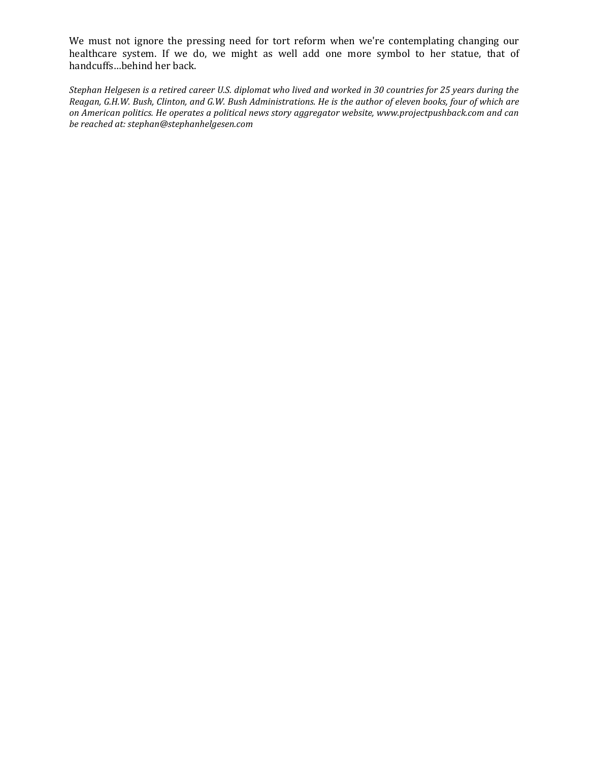We must not ignore the pressing need for tort reform when we're contemplating changing our healthcare system. If we do, we might as well add one more symbol to her statue, that of handcuffs…behind her back.

*Stephan Helgesen is a retired career U.S. diplomat who lived and worked in 30 countries for 25 years during the Reagan, G.H.W. Bush, Clinton, and G.W. Bush Administrations. He is the author of eleven books, four of which are on American politics. He operates a political news story aggregator website, www.projectpushback.com and can be reached at: stephan@stephanhelgesen.com*